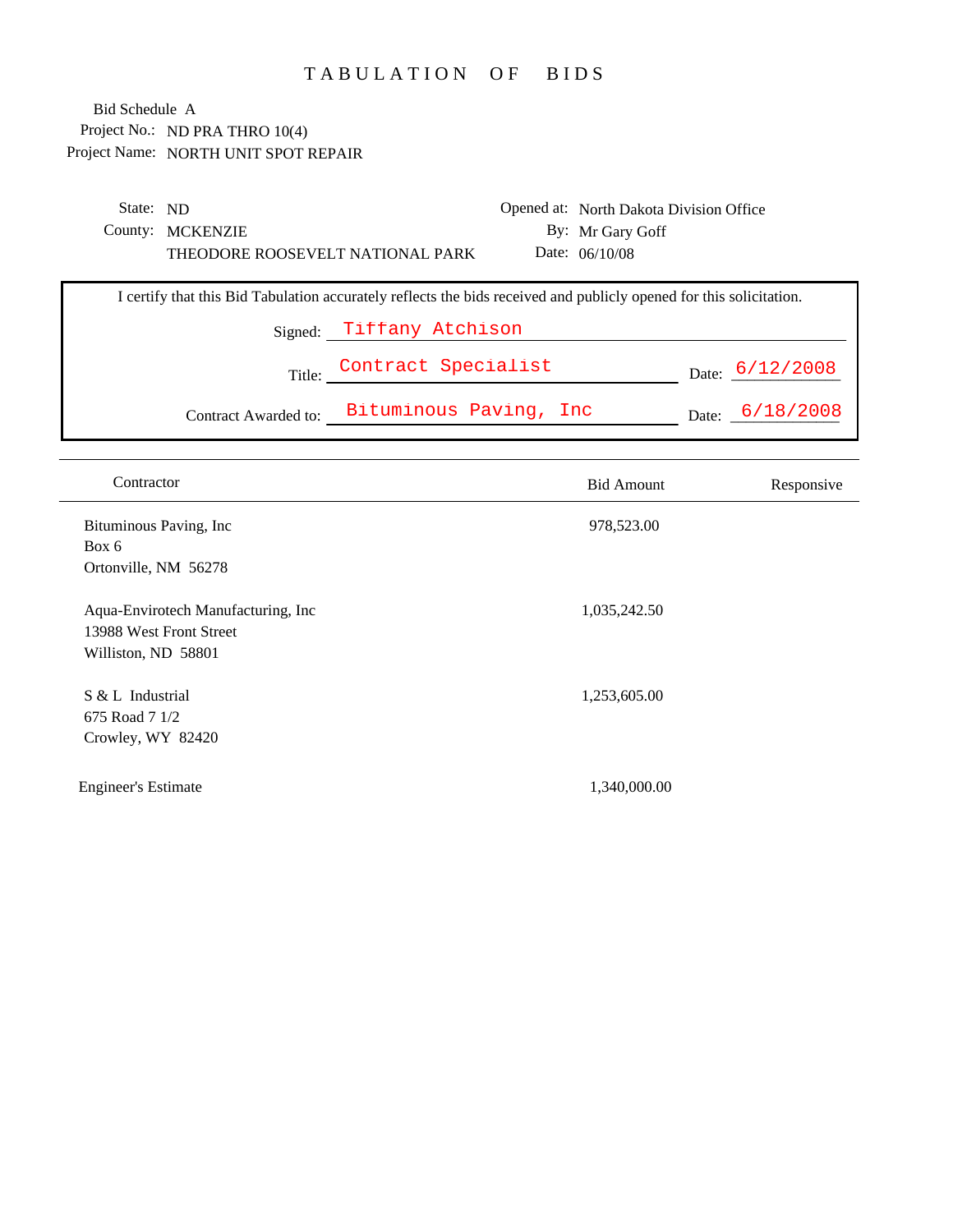# TABULATION OF BIDS

Bid Schedule A

Project No.: ND PRA THRO 10(4)

Project Name: NORTH UNIT SPOT REPAIR

State: ND

County: MCKENZIE

THEODORE ROOSEVELT NATIONAL PARK

Opened at: North Dakota Division Office

By: Mr Gary Goff

Date: 06/10/08

I certify that this Bid Tabulation accurately reflects the bids received and publicly opened for this solicitation.

Signed: Tiffany Atchison

Title: Contract Specialist Date: 6/12/2008

Contract Awarded to: Bituminous Paving, Inc Date: 6/18/2008

| Contractor | Bid Amount | Responsive |
|---|---|---|
| Bituminous Paving, Inc<br>Box 6<br>Ortonville, NM 56278 | 978,523.00 | |
| Aqua-Envirotech Manufacturing, Inc<br>13988 West Front Street<br>Williston, ND 58801 | 1,035,242.50 | |
| S & L Industrial<br>675 Road 7 1/2<br>Crowley, WY 82420 | 1,253,605.00 | |
| Engineer's Estimate | 1,340,000.00 | |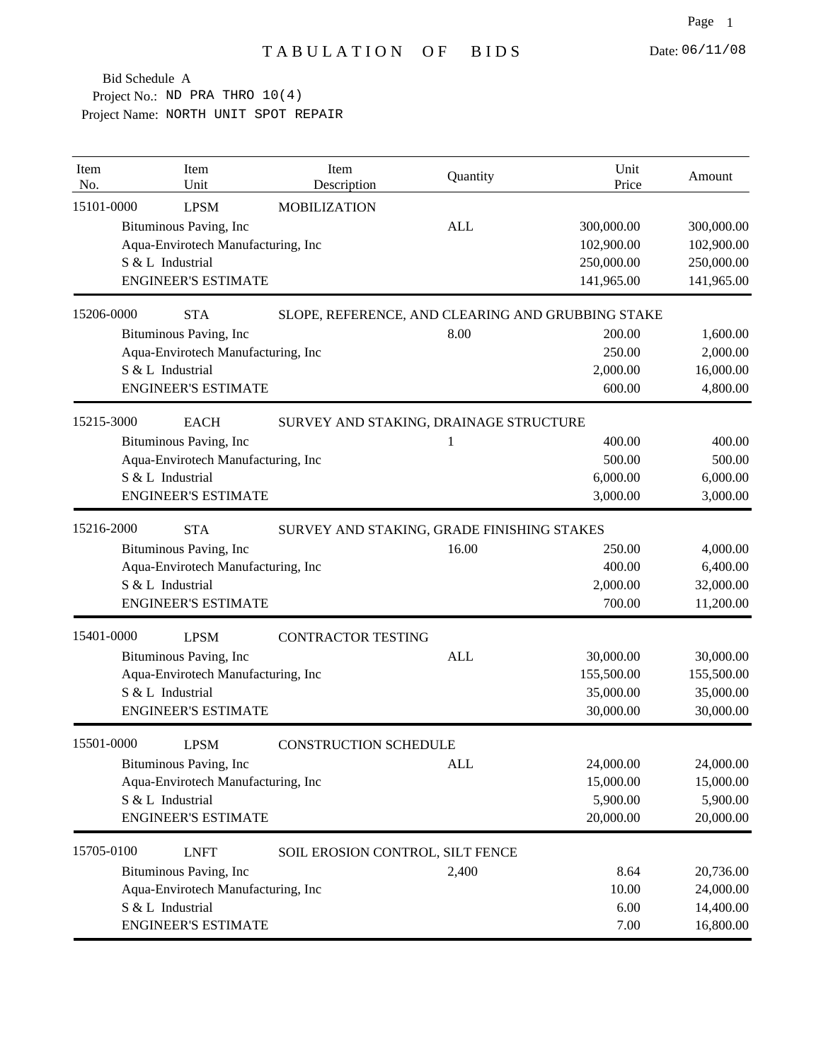# TABULATION OF BIDS

Date: 06/11/08

Bid Schedule A
Project No.: ND PRA THRO 10(4)
Project Name: NORTH UNIT SPOT REPAIR

| Item No. | Item Unit | Item Description | Quantity | Unit Price | Amount |
|---|---|---|---|---|---|
| 15101-0000 | LPSM | MOBILIZATION | | | |
| | Bituminous Paving, Inc | | ALL | 300,000.00 | 300,000.00 |
| | Aqua-Envirotech Manufacturing, Inc | | | 102,900.00 | 102,900.00 |
| | S & L Industrial | | | 250,000.00 | 250,000.00 |
| | ENGINEER'S ESTIMATE | | | 141,965.00 | 141,965.00 |
| 15206-0000 | STA | SLOPE, REFERENCE, AND CLEARING AND GRUBBING STAKE | | | |
| | Bituminous Paving, Inc | | 8.00 | 200.00 | 1,600.00 |
| | Aqua-Envirotech Manufacturing, Inc | | | 250.00 | 2,000.00 |
| | S & L Industrial | | | 2,000.00 | 16,000.00 |
| | ENGINEER'S ESTIMATE | | | 600.00 | 4,800.00 |
| 15215-3000 | EACH | SURVEY AND STAKING, DRAINAGE STRUCTURE | | | |
| | Bituminous Paving, Inc | | 1 | 400.00 | 400.00 |
| | Aqua-Envirotech Manufacturing, Inc | | | 500.00 | 500.00 |
| | S & L Industrial | | | 6,000.00 | 6,000.00 |
| | ENGINEER'S ESTIMATE | | | 3,000.00 | 3,000.00 |
| 15216-2000 | STA | SURVEY AND STAKING, GRADE FINISHING STAKES | | | |
| | Bituminous Paving, Inc | | 16.00 | 250.00 | 4,000.00 |
| | Aqua-Envirotech Manufacturing, Inc | | | 400.00 | 6,400.00 |
| | S & L Industrial | | | 2,000.00 | 32,000.00 |
| | ENGINEER'S ESTIMATE | | | 700.00 | 11,200.00 |
| 15401-0000 | LPSM | CONTRACTOR TESTING | | | |
| | Bituminous Paving, Inc | | ALL | 30,000.00 | 30,000.00 |
| | Aqua-Envirotech Manufacturing, Inc | | | 155,500.00 | 155,500.00 |
| | S & L Industrial | | | 35,000.00 | 35,000.00 |
| | ENGINEER'S ESTIMATE | | | 30,000.00 | 30,000.00 |
| 15501-0000 | LPSM | CONSTRUCTION SCHEDULE | | | |
| | Bituminous Paving, Inc | | ALL | 24,000.00 | 24,000.00 |
| | Aqua-Envirotech Manufacturing, Inc | | | 15,000.00 | 15,000.00 |
| | S & L Industrial | | | 5,900.00 | 5,900.00 |
| | ENGINEER'S ESTIMATE | | | 20,000.00 | 20,000.00 |
| 15705-0100 | LNFT | SOIL EROSION CONTROL, SILT FENCE | | | |
| | Bituminous Paving, Inc | | 2,400 | 8.64 | 20,736.00 |
| | Aqua-Envirotech Manufacturing, Inc | | | 10.00 | 24,000.00 |
| | S & L Industrial | | | 6.00 | 14,400.00 |
| | ENGINEER'S ESTIMATE | | | 7.00 | 16,800.00 |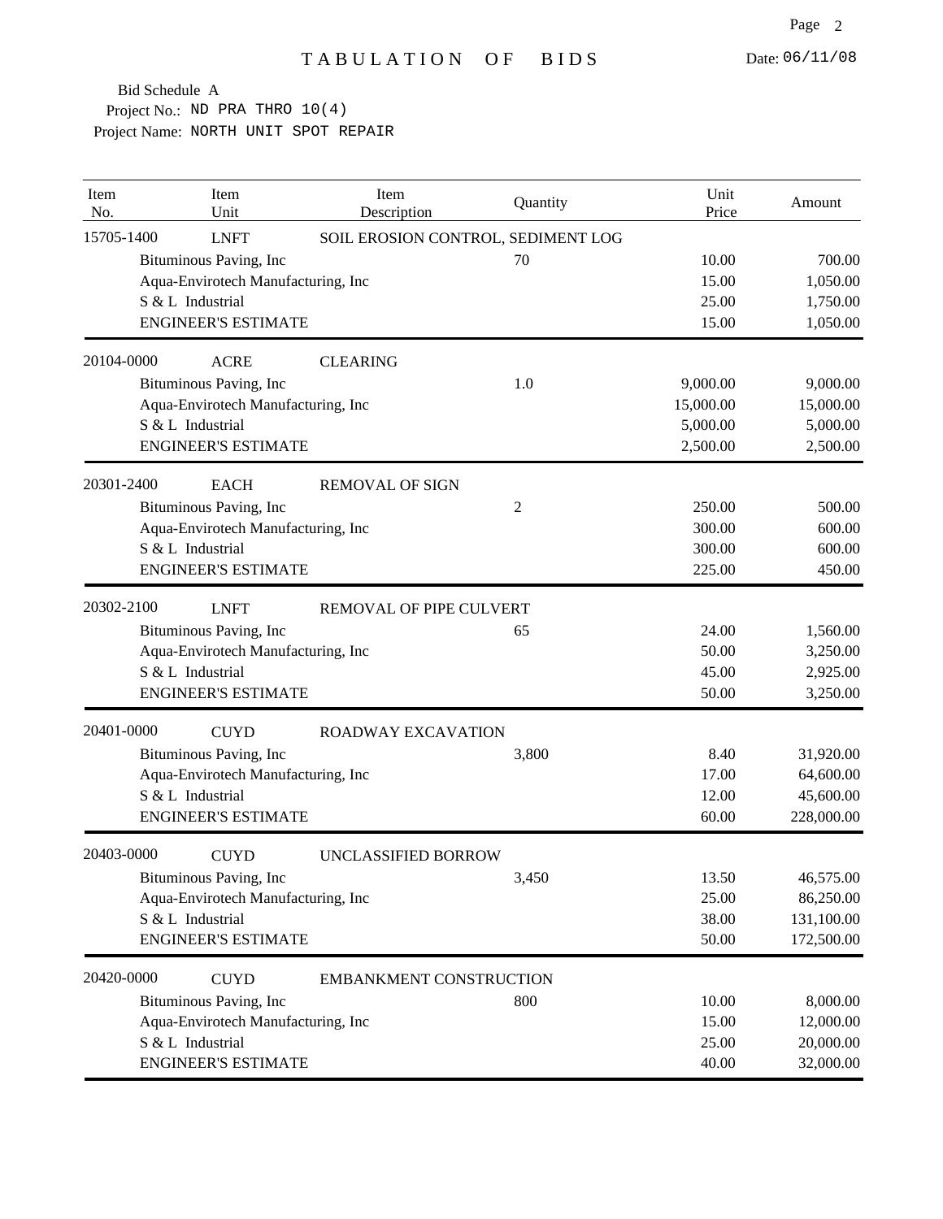# TABULATION OF BIDS

Date: 06/11/08

Bid Schedule A
Project No.: ND PRA THRO 10(4)
Project Name: NORTH UNIT SPOT REPAIR

| Item No. | Item Unit | Item Description | Quantity | Unit Price | Amount |
|---|---|---|---|---|---|
| 15705-1400 | LNFT | SOIL EROSION CONTROL, SEDIMENT LOG | | | |
| | Bituminous Paving, Inc | | 70 | 10.00 | 700.00 |
| | Aqua-Envirotech Manufacturing, Inc | | | 15.00 | 1,050.00 |
| | S & L Industrial | | | 25.00 | 1,750.00 |
| | ENGINEER'S ESTIMATE | | | 15.00 | 1,050.00 |
| 20104-0000 | ACRE | CLEARING | | | |
| | Bituminous Paving, Inc | | 1.0 | 9,000.00 | 9,000.00 |
| | Aqua-Envirotech Manufacturing, Inc | | | 15,000.00 | 15,000.00 |
| | S & L Industrial | | | 5,000.00 | 5,000.00 |
| | ENGINEER'S ESTIMATE | | | 2,500.00 | 2,500.00 |
| 20301-2400 | EACH | REMOVAL OF SIGN | | | |
| | Bituminous Paving, Inc | | 2 | 250.00 | 500.00 |
| | Aqua-Envirotech Manufacturing, Inc | | | 300.00 | 600.00 |
| | S & L Industrial | | | 300.00 | 600.00 |
| | ENGINEER'S ESTIMATE | | | 225.00 | 450.00 |
| 20302-2100 | LNFT | REMOVAL OF PIPE CULVERT | | | |
| | Bituminous Paving, Inc | | 65 | 24.00 | 1,560.00 |
| | Aqua-Envirotech Manufacturing, Inc | | | 50.00 | 3,250.00 |
| | S & L Industrial | | | 45.00 | 2,925.00 |
| | ENGINEER'S ESTIMATE | | | 50.00 | 3,250.00 |
| 20401-0000 | CUYD | ROADWAY EXCAVATION | | | |
| | Bituminous Paving, Inc | | 3,800 | 8.40 | 31,920.00 |
| | Aqua-Envirotech Manufacturing, Inc | | | 17.00 | 64,600.00 |
| | S & L Industrial | | | 12.00 | 45,600.00 |
| | ENGINEER'S ESTIMATE | | | 60.00 | 228,000.00 |
| 20403-0000 | CUYD | UNCLASSIFIED BORROW | | | |
| | Bituminous Paving, Inc | | 3,450 | 13.50 | 46,575.00 |
| | Aqua-Envirotech Manufacturing, Inc | | | 25.00 | 86,250.00 |
| | S & L Industrial | | | 38.00 | 131,100.00 |
| | ENGINEER'S ESTIMATE | | | 50.00 | 172,500.00 |
| 20420-0000 | CUYD | EMBANKMENT CONSTRUCTION | | | |
| | Bituminous Paving, Inc | | 800 | 10.00 | 8,000.00 |
| | Aqua-Envirotech Manufacturing, Inc | | | 15.00 | 12,000.00 |
| | S & L Industrial | | | 25.00 | 20,000.00 |
| | ENGINEER'S ESTIMATE | | | 40.00 | 32,000.00 |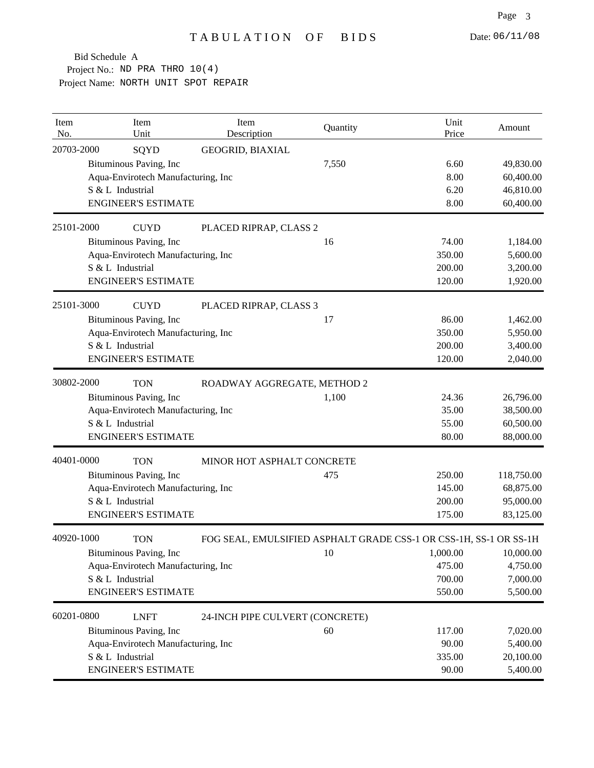# TABULATION OF BIDS

Date: 06/11/08

Bid Schedule A
Project No.: ND PRA THRO 10(4)
Project Name: NORTH UNIT SPOT REPAIR

| Item No. | Item Unit | Item Description | Quantity | Unit Price | Amount |
|---|---|---|---|---|---|
| 20703-2000 | SQYD | GEOGRID, BIAXIAL | | | |
| | Bituminous Paving, Inc | | 7,550 | 6.60 | 49,830.00 |
| | Aqua-Envirotech Manufacturing, Inc | | | 8.00 | 60,400.00 |
| | S & L Industrial | | | 6.20 | 46,810.00 |
| | ENGINEER'S ESTIMATE | | | 8.00 | 60,400.00 |
| 25101-2000 | CUYD | PLACED RIPRAP, CLASS 2 | | | |
| | Bituminous Paving, Inc | | 16 | 74.00 | 1,184.00 |
| | Aqua-Envirotech Manufacturing, Inc | | | 350.00 | 5,600.00 |
| | S & L Industrial | | | 200.00 | 3,200.00 |
| | ENGINEER'S ESTIMATE | | | 120.00 | 1,920.00 |
| 25101-3000 | CUYD | PLACED RIPRAP, CLASS 3 | | | |
| | Bituminous Paving, Inc | | 17 | 86.00 | 1,462.00 |
| | Aqua-Envirotech Manufacturing, Inc | | | 350.00 | 5,950.00 |
| | S & L Industrial | | | 200.00 | 3,400.00 |
| | ENGINEER'S ESTIMATE | | | 120.00 | 2,040.00 |
| 30802-2000 | TON | ROADWAY AGGREGATE, METHOD 2 | | | |
| | Bituminous Paving, Inc | | 1,100 | 24.36 | 26,796.00 |
| | Aqua-Envirotech Manufacturing, Inc | | | 35.00 | 38,500.00 |
| | S & L Industrial | | | 55.00 | 60,500.00 |
| | ENGINEER'S ESTIMATE | | | 80.00 | 88,000.00 |
| 40401-0000 | TON | MINOR HOT ASPHALT CONCRETE | | | |
| | Bituminous Paving, Inc | | 475 | 250.00 | 118,750.00 |
| | Aqua-Envirotech Manufacturing, Inc | | | 145.00 | 68,875.00 |
| | S & L Industrial | | | 200.00 | 95,000.00 |
| | ENGINEER'S ESTIMATE | | | 175.00 | 83,125.00 |
| 40920-1000 | TON | FOG SEAL, EMULSIFIED ASPHALT GRADE CSS-1 OR CSS-1H, SS-1 OR SS-1H | | | |
| | Bituminous Paving, Inc | | 10 | 1,000.00 | 10,000.00 |
| | Aqua-Envirotech Manufacturing, Inc | | | 475.00 | 4,750.00 |
| | S & L Industrial | | | 700.00 | 7,000.00 |
| | ENGINEER'S ESTIMATE | | | 550.00 | 5,500.00 |
| 60201-0800 | LNFT | 24-INCH PIPE CULVERT (CONCRETE) | | | |
| | Bituminous Paving, Inc | | 60 | 117.00 | 7,020.00 |
| | Aqua-Envirotech Manufacturing, Inc | | | 90.00 | 5,400.00 |
| | S & L Industrial | | | 335.00 | 20,100.00 |
| | ENGINEER'S ESTIMATE | | | 90.00 | 5,400.00 |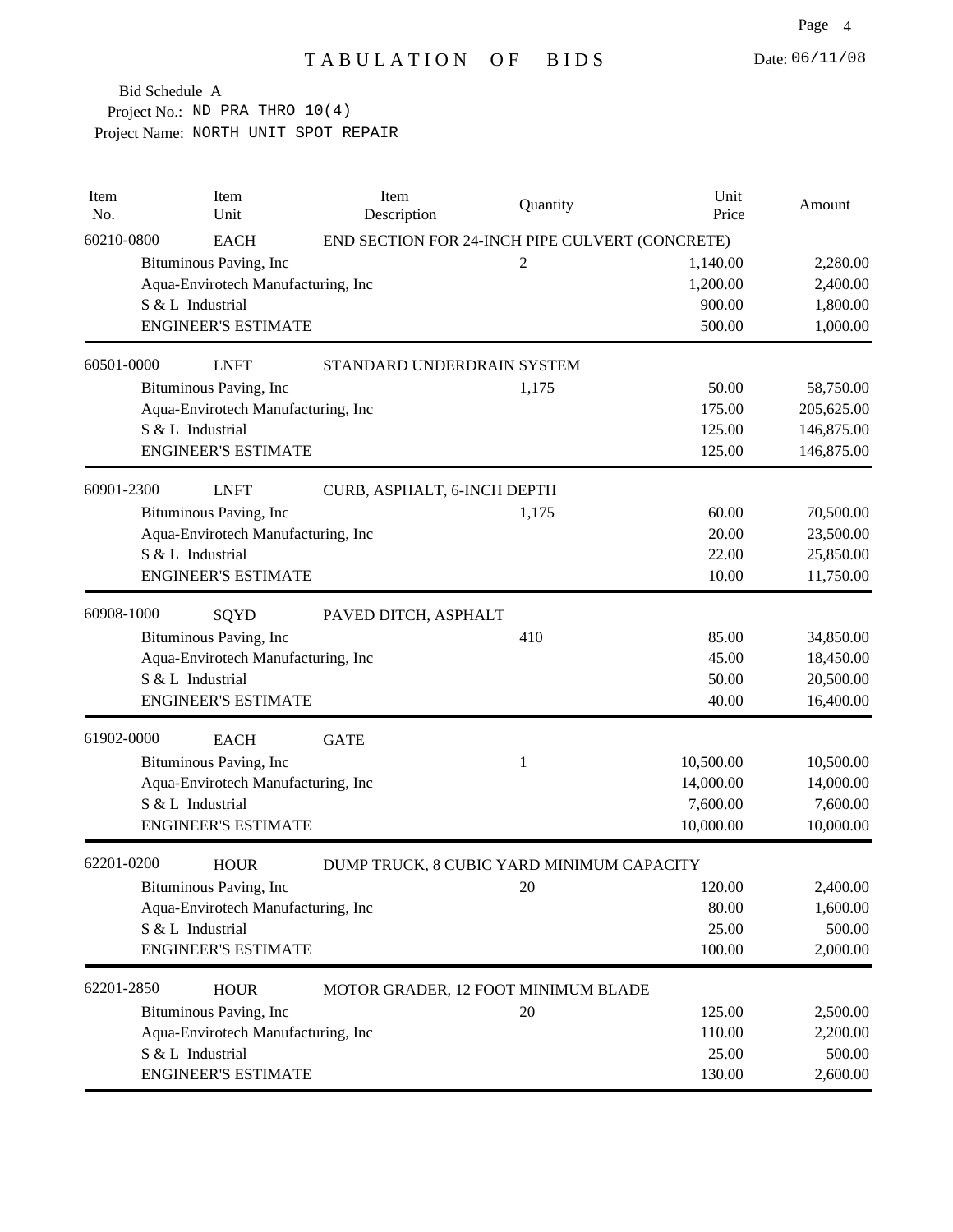# TABULATION OF BIDS

Date: 06/11/08

Bid Schedule A
Project No.: ND PRA THRO 10(4)
Project Name: NORTH UNIT SPOT REPAIR

| Item No. | Item Unit | Item Description | Quantity | Unit Price | Amount |
|---|---|---|---|---|---|
| 60210-0800 | EACH | END SECTION FOR 24-INCH PIPE CULVERT (CONCRETE) | | | |
| | Bituminous Paving, Inc | | 2 | 1,140.00 | 2,280.00 |
| | Aqua-Envirotech Manufacturing, Inc | | | 1,200.00 | 2,400.00 |
| | S & L Industrial | | | 900.00 | 1,800.00 |
| | ENGINEER'S ESTIMATE | | | 500.00 | 1,000.00 |
| 60501-0000 | LNFT | STANDARD UNDERDRAIN SYSTEM | | | |
| | Bituminous Paving, Inc | | 1,175 | 50.00 | 58,750.00 |
| | Aqua-Envirotech Manufacturing, Inc | | | 175.00 | 205,625.00 |
| | S & L Industrial | | | 125.00 | 146,875.00 |
| | ENGINEER'S ESTIMATE | | | 125.00 | 146,875.00 |
| 60901-2300 | LNFT | CURB, ASPHALT, 6-INCH DEPTH | | | |
| | Bituminous Paving, Inc | | 1,175 | 60.00 | 70,500.00 |
| | Aqua-Envirotech Manufacturing, Inc | | | 20.00 | 23,500.00 |
| | S & L Industrial | | | 22.00 | 25,850.00 |
| | ENGINEER'S ESTIMATE | | | 10.00 | 11,750.00 |
| 60908-1000 | SQYD | PAVED DITCH, ASPHALT | | | |
| | Bituminous Paving, Inc | | 410 | 85.00 | 34,850.00 |
| | Aqua-Envirotech Manufacturing, Inc | | | 45.00 | 18,450.00 |
| | S & L Industrial | | | 50.00 | 20,500.00 |
| | ENGINEER'S ESTIMATE | | | 40.00 | 16,400.00 |
| 61902-0000 | EACH | GATE | | | |
| | Bituminous Paving, Inc | | 1 | 10,500.00 | 10,500.00 |
| | Aqua-Envirotech Manufacturing, Inc | | | 14,000.00 | 14,000.00 |
| | S & L Industrial | | | 7,600.00 | 7,600.00 |
| | ENGINEER'S ESTIMATE | | | 10,000.00 | 10,000.00 |
| 62201-0200 | HOUR | DUMP TRUCK, 8 CUBIC YARD MINIMUM CAPACITY | | | |
| | Bituminous Paving, Inc | | 20 | 120.00 | 2,400.00 |
| | Aqua-Envirotech Manufacturing, Inc | | | 80.00 | 1,600.00 |
| | S & L Industrial | | | 25.00 | 500.00 |
| | ENGINEER'S ESTIMATE | | | 100.00 | 2,000.00 |
| 62201-2850 | HOUR | MOTOR GRADER, 12 FOOT MINIMUM BLADE | | | |
| | Bituminous Paving, Inc | | 20 | 125.00 | 2,500.00 |
| | Aqua-Envirotech Manufacturing, Inc | | | 110.00 | 2,200.00 |
| | S & L Industrial | | | 25.00 | 500.00 |
| | ENGINEER'S ESTIMATE | | | 130.00 | 2,600.00 |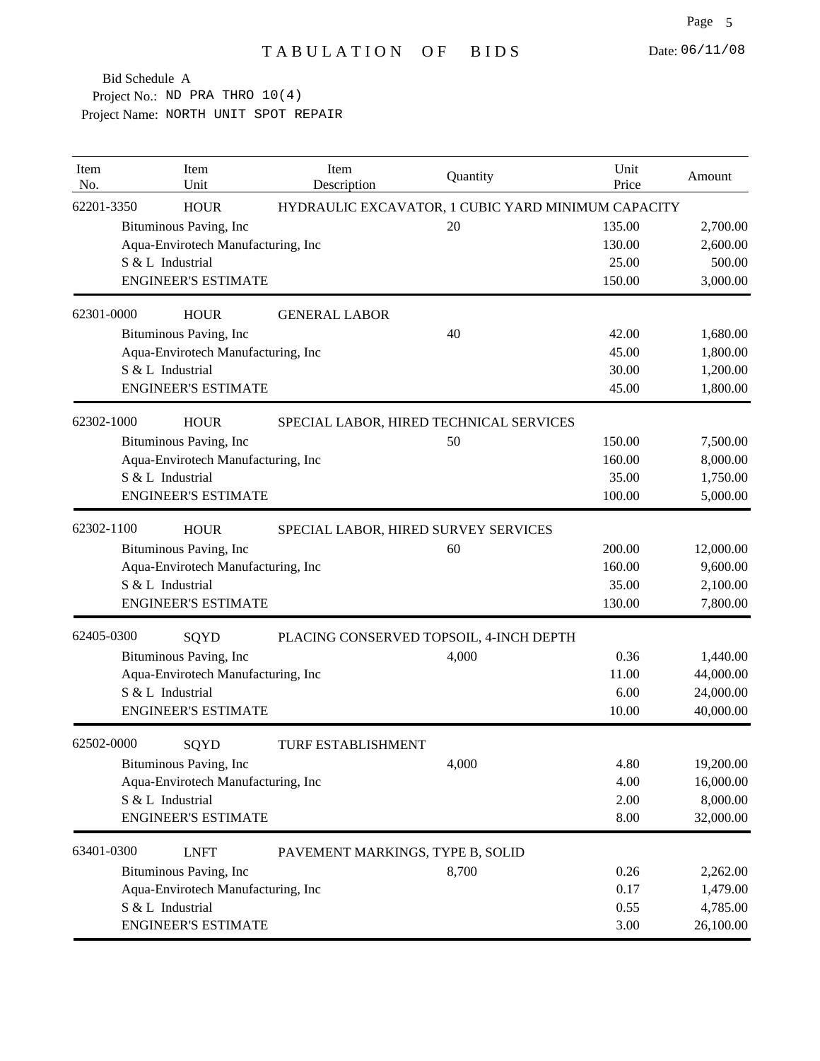# TABULATION OF BIDS

Date: 06/11/08

Bid Schedule A
Project No.: ND PRA THRO 10(4)
Project Name: NORTH UNIT SPOT REPAIR

| Item No. | Item Unit | Item Description | Quantity | Unit Price | Amount |
|---|---|---|---|---|---|
| 62201-3350 | HOUR | HYDRAULIC EXCAVATOR, 1 CUBIC YARD MINIMUM CAPACITY | | | |
| | Bituminous Paving, Inc | | 20 | 135.00 | 2,700.00 |
| | Aqua-Envirotech Manufacturing, Inc | | | 130.00 | 2,600.00 |
| | S & L Industrial | | | 25.00 | 500.00 |
| | ENGINEER'S ESTIMATE | | | 150.00 | 3,000.00 |
| 62301-0000 | HOUR | GENERAL LABOR | | | |
| | Bituminous Paving, Inc | | 40 | 42.00 | 1,680.00 |
| | Aqua-Envirotech Manufacturing, Inc | | | 45.00 | 1,800.00 |
| | S & L Industrial | | | 30.00 | 1,200.00 |
| | ENGINEER'S ESTIMATE | | | 45.00 | 1,800.00 |
| 62302-1000 | HOUR | SPECIAL LABOR, HIRED TECHNICAL SERVICES | | | |
| | Bituminous Paving, Inc | | 50 | 150.00 | 7,500.00 |
| | Aqua-Envirotech Manufacturing, Inc | | | 160.00 | 8,000.00 |
| | S & L Industrial | | | 35.00 | 1,750.00 |
| | ENGINEER'S ESTIMATE | | | 100.00 | 5,000.00 |
| 62302-1100 | HOUR | SPECIAL LABOR, HIRED SURVEY SERVICES | | | |
| | Bituminous Paving, Inc | | 60 | 200.00 | 12,000.00 |
| | Aqua-Envirotech Manufacturing, Inc | | | 160.00 | 9,600.00 |
| | S & L Industrial | | | 35.00 | 2,100.00 |
| | ENGINEER'S ESTIMATE | | | 130.00 | 7,800.00 |
| 62405-0300 | SQYD | PLACING CONSERVED TOPSOIL, 4-INCH DEPTH | | | |
| | Bituminous Paving, Inc | | 4,000 | 0.36 | 1,440.00 |
| | Aqua-Envirotech Manufacturing, Inc | | | 11.00 | 44,000.00 |
| | S & L Industrial | | | 6.00 | 24,000.00 |
| | ENGINEER'S ESTIMATE | | | 10.00 | 40,000.00 |
| 62502-0000 | SQYD | TURF ESTABLISHMENT | | | |
| | Bituminous Paving, Inc | | 4,000 | 4.80 | 19,200.00 |
| | Aqua-Envirotech Manufacturing, Inc | | | 4.00 | 16,000.00 |
| | S & L Industrial | | | 2.00 | 8,000.00 |
| | ENGINEER'S ESTIMATE | | | 8.00 | 32,000.00 |
| 63401-0300 | LNFT | PAVEMENT MARKINGS, TYPE B, SOLID | | | |
| | Bituminous Paving, Inc | | 8,700 | 0.26 | 2,262.00 |
| | Aqua-Envirotech Manufacturing, Inc | | | 0.17 | 1,479.00 |
| | S & L Industrial | | | 0.55 | 4,785.00 |
| | ENGINEER'S ESTIMATE | | | 3.00 | 26,100.00 |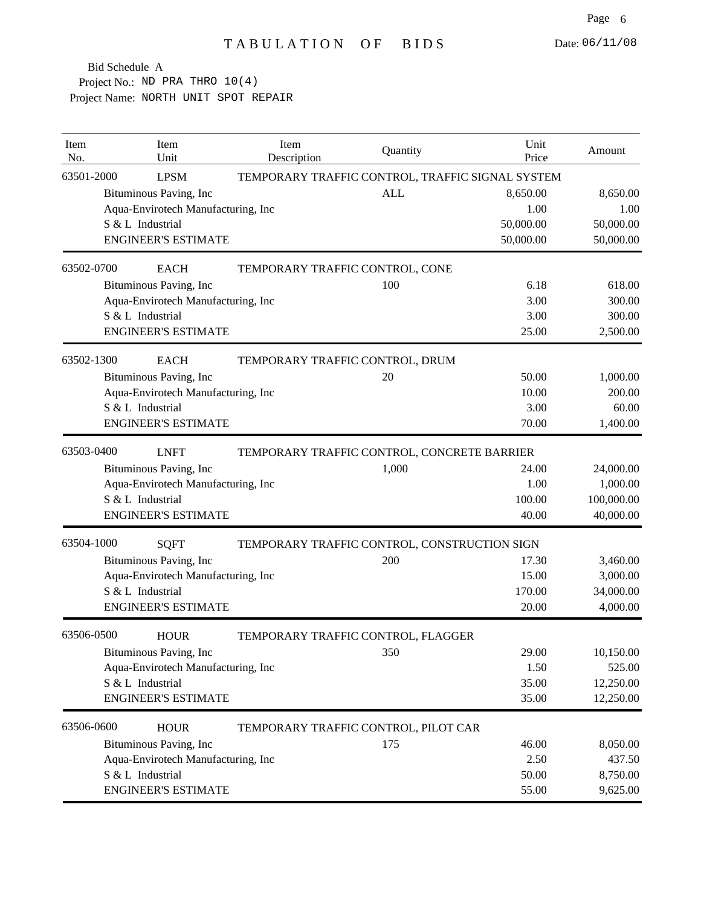# TABULATION OF BIDS

Date: 06/11/08

Bid Schedule A
Project No.: ND PRA THRO 10(4)
Project Name: NORTH UNIT SPOT REPAIR

| Item No. | Item Unit | Item Description | Quantity | Unit Price | Amount |
|---|---|---|---|---|---|
| 63501-2000 | LPSM | TEMPORARY TRAFFIC CONTROL, TRAFFIC SIGNAL SYSTEM | | | |
| | Bituminous Paving, Inc | | ALL | 8,650.00 | 8,650.00 |
| | Aqua-Envirotech Manufacturing, Inc | | | 1.00 | 1.00 |
| | S & L Industrial | | | 50,000.00 | 50,000.00 |
| | ENGINEER'S ESTIMATE | | | 50,000.00 | 50,000.00 |
| 63502-0700 | EACH | TEMPORARY TRAFFIC CONTROL, CONE | | | |
| | Bituminous Paving, Inc | | 100 | 6.18 | 618.00 |
| | Aqua-Envirotech Manufacturing, Inc | | | 3.00 | 300.00 |
| | S & L Industrial | | | 3.00 | 300.00 |
| | ENGINEER'S ESTIMATE | | | 25.00 | 2,500.00 |
| 63502-1300 | EACH | TEMPORARY TRAFFIC CONTROL, DRUM | | | |
| | Bituminous Paving, Inc | | 20 | 50.00 | 1,000.00 |
| | Aqua-Envirotech Manufacturing, Inc | | | 10.00 | 200.00 |
| | S & L Industrial | | | 3.00 | 60.00 |
| | ENGINEER'S ESTIMATE | | | 70.00 | 1,400.00 |
| 63503-0400 | LNFT | TEMPORARY TRAFFIC CONTROL, CONCRETE BARRIER | | | |
| | Bituminous Paving, Inc | | 1,000 | 24.00 | 24,000.00 |
| | Aqua-Envirotech Manufacturing, Inc | | | 1.00 | 1,000.00 |
| | S & L Industrial | | | 100.00 | 100,000.00 |
| | ENGINEER'S ESTIMATE | | | 40.00 | 40,000.00 |
| 63504-1000 | SQFT | TEMPORARY TRAFFIC CONTROL, CONSTRUCTION SIGN | | | |
| | Bituminous Paving, Inc | | 200 | 17.30 | 3,460.00 |
| | Aqua-Envirotech Manufacturing, Inc | | | 15.00 | 3,000.00 |
| | S & L Industrial | | | 170.00 | 34,000.00 |
| | ENGINEER'S ESTIMATE | | | 20.00 | 4,000.00 |
| 63506-0500 | HOUR | TEMPORARY TRAFFIC CONTROL, FLAGGER | | | |
| | Bituminous Paving, Inc | | 350 | 29.00 | 10,150.00 |
| | Aqua-Envirotech Manufacturing, Inc | | | 1.50 | 525.00 |
| | S & L Industrial | | | 35.00 | 12,250.00 |
| | ENGINEER'S ESTIMATE | | | 35.00 | 12,250.00 |
| 63506-0600 | HOUR | TEMPORARY TRAFFIC CONTROL, PILOT CAR | | | |
| | Bituminous Paving, Inc | | 175 | 46.00 | 8,050.00 |
| | Aqua-Envirotech Manufacturing, Inc | | | 2.50 | 437.50 |
| | S & L Industrial | | | 50.00 | 8,750.00 |
| | ENGINEER'S ESTIMATE | | | 55.00 | 9,625.00 |